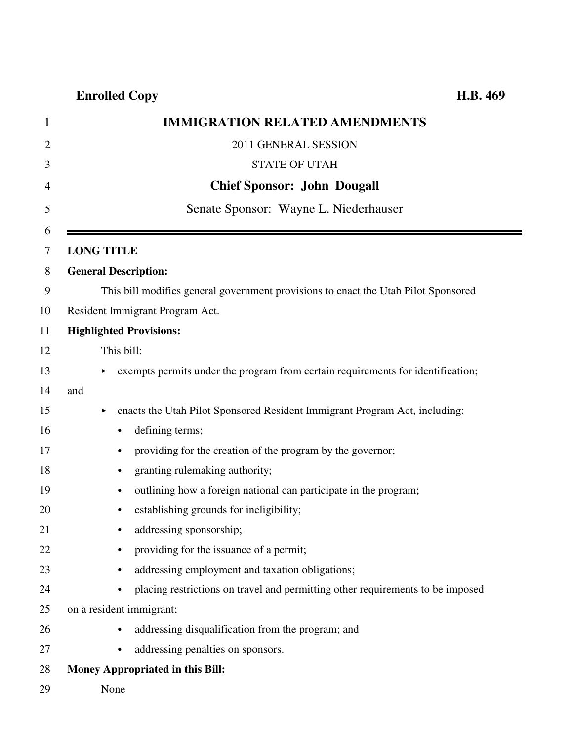**Enrolled Copy** **H.B. 469**

# IMMIGRATION RELATED AMENDMENTS

2011 GENERAL SESSION

STATE OF UTAH

## Chief Sponsor: John Dougall

Senate Sponsor: Wayne L. Niederhauser

---

**LONG TITLE**

**General Description:**

This bill modifies general government provisions to enact the Utah Pilot Sponsored Resident Immigrant Program Act.

**Highlighted Provisions:**

This bill:

- exempts permits under the program from certain requirements for identification; and
- enacts the Utah Pilot Sponsored Resident Immigrant Program Act, including:
  - defining terms;
  - providing for the creation of the program by the governor;
  - granting rulemaking authority;
  - outlining how a foreign national can participate in the program;
  - establishing grounds for ineligibility;
  - addressing sponsorship;
  - providing for the issuance of a permit;
  - addressing employment and taxation obligations;
  - placing restrictions on travel and permitting other requirements to be imposed on a resident immigrant;
  - addressing disqualification from the program; and
  - addressing penalties on sponsors.

**Money Appropriated in this Bill:**

None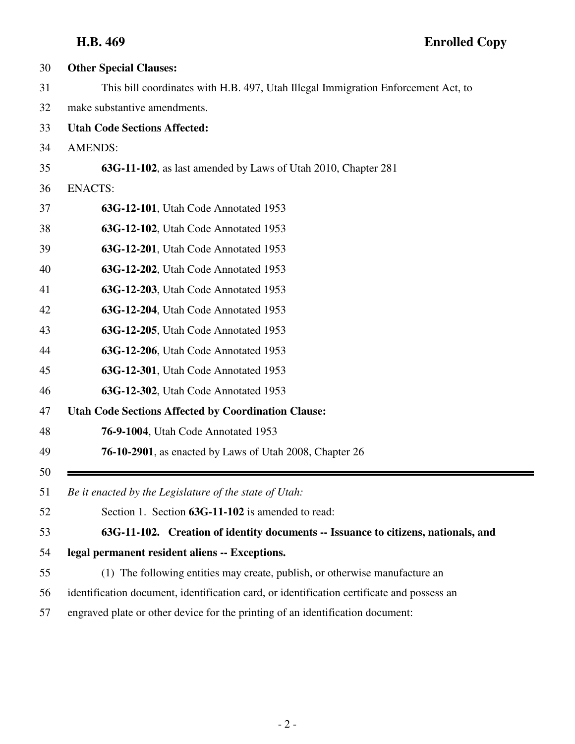**Other Special Clauses:**

This bill coordinates with H.B. 497, Utah Illegal Immigration Enforcement Act, to make substantive amendments.

**Utah Code Sections Affected:**

AMENDS:

**63G-11-102**, as last amended by Laws of Utah 2010, Chapter 281

ENACTS:

**63G-12-101**, Utah Code Annotated 1953

**63G-12-102**, Utah Code Annotated 1953

**63G-12-201**, Utah Code Annotated 1953

**63G-12-202**, Utah Code Annotated 1953

**63G-12-203**, Utah Code Annotated 1953

**63G-12-204**, Utah Code Annotated 1953

**63G-12-205**, Utah Code Annotated 1953

**63G-12-206**, Utah Code Annotated 1953

**63G-12-301**, Utah Code Annotated 1953

**63G-12-302**, Utah Code Annotated 1953

**Utah Code Sections Affected by Coordination Clause:**

**76-9-1004**, Utah Code Annotated 1953

**76-10-2901**, as enacted by Laws of Utah 2008, Chapter 26

---

*Be it enacted by the Legislature of the state of Utah:*

Section 1. Section **63G-11-102** is amended to read:

**63G-11-102. Creation of identity documents -- Issuance to citizens, nationals, and legal permanent resident aliens -- Exceptions.**

(1) The following entities may create, publish, or otherwise manufacture an identification document, identification card, or identification certificate and possess an engraved plate or other device for the printing of an identification document: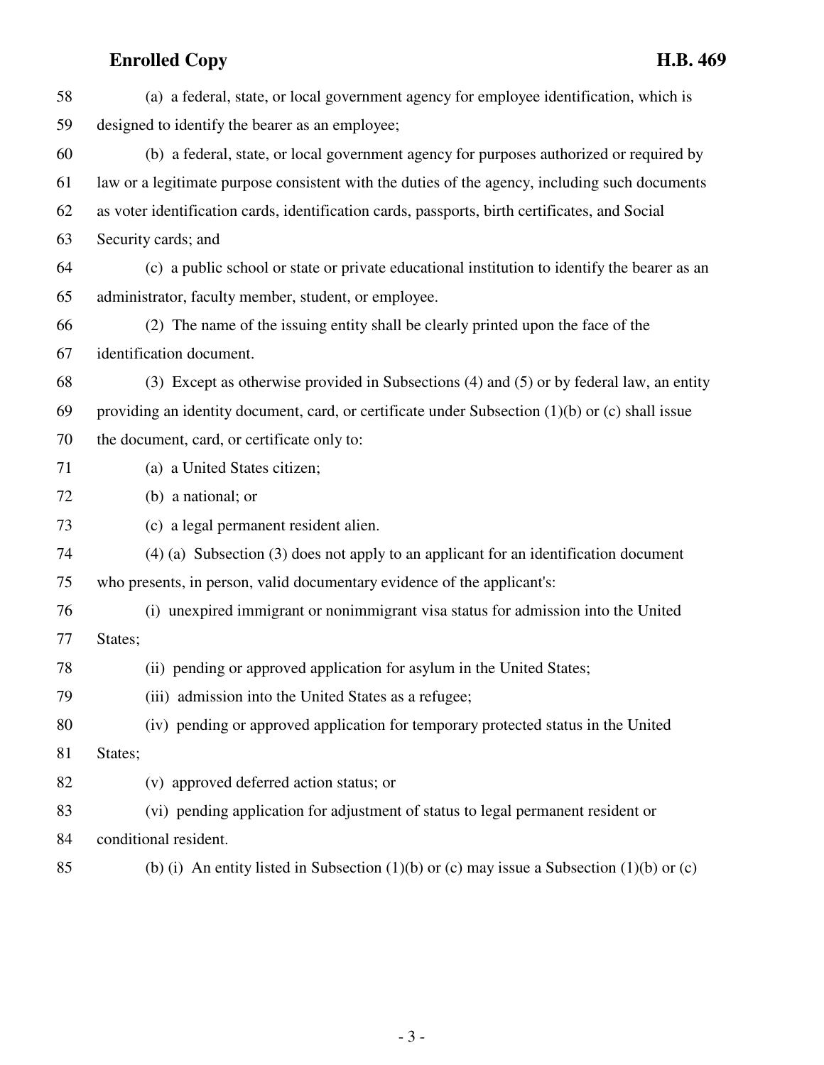(a) a federal, state, or local government agency for employee identification, which is designed to identify the bearer as an employee;

(b) a federal, state, or local government agency for purposes authorized or required by law or a legitimate purpose consistent with the duties of the agency, including such documents as voter identification cards, identification cards, passports, birth certificates, and Social Security cards; and

(c) a public school or state or private educational institution to identify the bearer as an administrator, faculty member, student, or employee.

(2) The name of the issuing entity shall be clearly printed upon the face of the identification document.

(3) Except as otherwise provided in Subsections (4) and (5) or by federal law, an entity providing an identity document, card, or certificate under Subsection (1)(b) or (c) shall issue the document, card, or certificate only to:

(a) a United States citizen;

(b) a national; or

(c) a legal permanent resident alien.

(4) (a) Subsection (3) does not apply to an applicant for an identification document who presents, in person, valid documentary evidence of the applicant's:

(i) unexpired immigrant or nonimmigrant visa status for admission into the United States;

(ii) pending or approved application for asylum in the United States;

(iii) admission into the United States as a refugee;

(iv) pending or approved application for temporary protected status in the United States;

(v) approved deferred action status; or

(vi) pending application for adjustment of status to legal permanent resident or conditional resident.

(b) (i) An entity listed in Subsection (1)(b) or (c) may issue a Subsection (1)(b) or (c)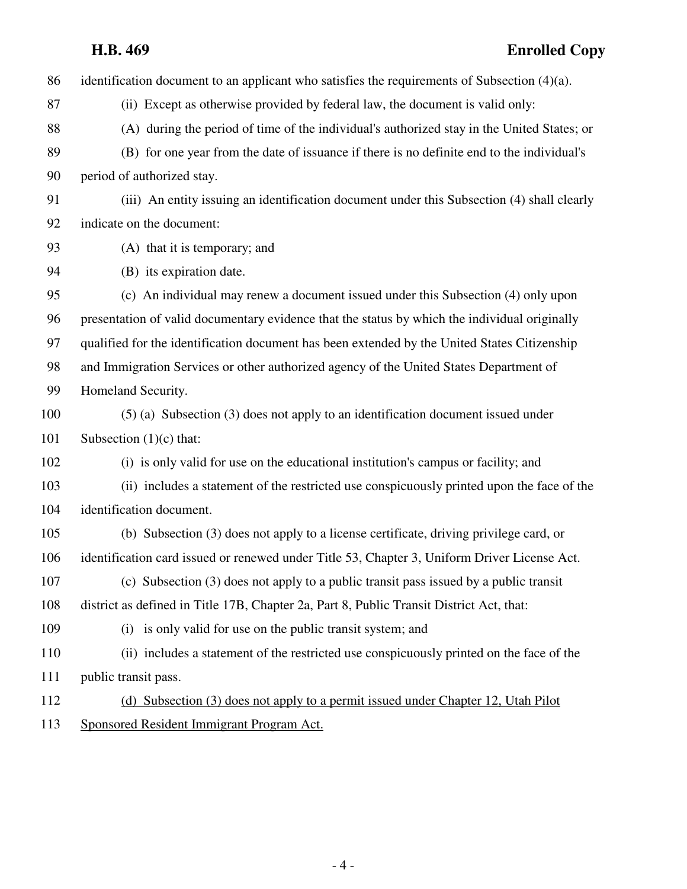identification document to an applicant who satisfies the requirements of Subsection (4)(a).

(ii) Except as otherwise provided by federal law, the document is valid only:

(A) during the period of time of the individual's authorized stay in the United States; or

(B) for one year from the date of issuance if there is no definite end to the individual's period of authorized stay.

(iii) An entity issuing an identification document under this Subsection (4) shall clearly indicate on the document:

(A) that it is temporary; and

(B) its expiration date.

(c) An individual may renew a document issued under this Subsection (4) only upon presentation of valid documentary evidence that the status by which the individual originally qualified for the identification document has been extended by the United States Citizenship and Immigration Services or other authorized agency of the United States Department of Homeland Security.

(5) (a) Subsection (3) does not apply to an identification document issued under Subsection (1)(c) that:

(i) is only valid for use on the educational institution's campus or facility; and

(ii) includes a statement of the restricted use conspicuously printed upon the face of the identification document.

(b) Subsection (3) does not apply to a license certificate, driving privilege card, or identification card issued or renewed under Title 53, Chapter 3, Uniform Driver License Act.

(c) Subsection (3) does not apply to a public transit pass issued by a public transit district as defined in Title 17B, Chapter 2a, Part 8, Public Transit District Act, that:

(i) is only valid for use on the public transit system; and

(ii) includes a statement of the restricted use conspicuously printed on the face of the public transit pass.

<u>(d) Subsection (3) does not apply to a permit issued under Chapter 12, Utah Pilot Sponsored Resident Immigrant Program Act.</u>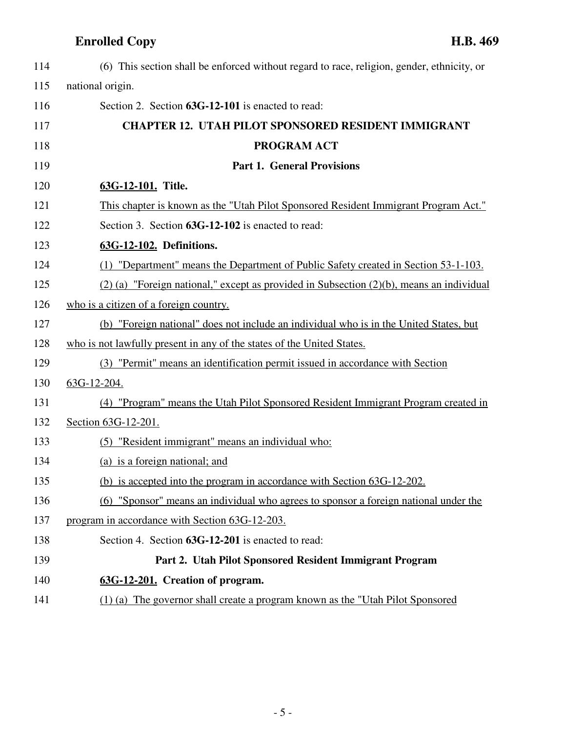(6) This section shall be enforced without regard to race, religion, gender, ethnicity, or national origin.

Section 2. Section **63G-12-101** is enacted to read:

## CHAPTER 12. UTAH PILOT SPONSORED RESIDENT IMMIGRANT PROGRAM ACT

### Part 1. General Provisions

**63G-12-101. Title.**

This chapter is known as the "Utah Pilot Sponsored Resident Immigrant Program Act."

Section 3. Section **63G-12-102** is enacted to read:

**63G-12-102. Definitions.**

(1) "Department" means the Department of Public Safety created in Section 53-1-103.

(2) (a) "Foreign national," except as provided in Subsection (2)(b), means an individual who is a citizen of a foreign country.

(b) "Foreign national" does not include an individual who is in the United States, but who is not lawfully present in any of the states of the United States.

(3) "Permit" means an identification permit issued in accordance with Section 63G-12-204.

(4) "Program" means the Utah Pilot Sponsored Resident Immigrant Program created in Section 63G-12-201.

(5) "Resident immigrant" means an individual who:

(a) is a foreign national; and

(b) is accepted into the program in accordance with Section 63G-12-202.

(6) "Sponsor" means an individual who agrees to sponsor a foreign national under the program in accordance with Section 63G-12-203.

Section 4. Section **63G-12-201** is enacted to read:

### Part 2. Utah Pilot Sponsored Resident Immigrant Program

**63G-12-201. Creation of program.**

(1) (a) The governor shall create a program known as the "Utah Pilot Sponsored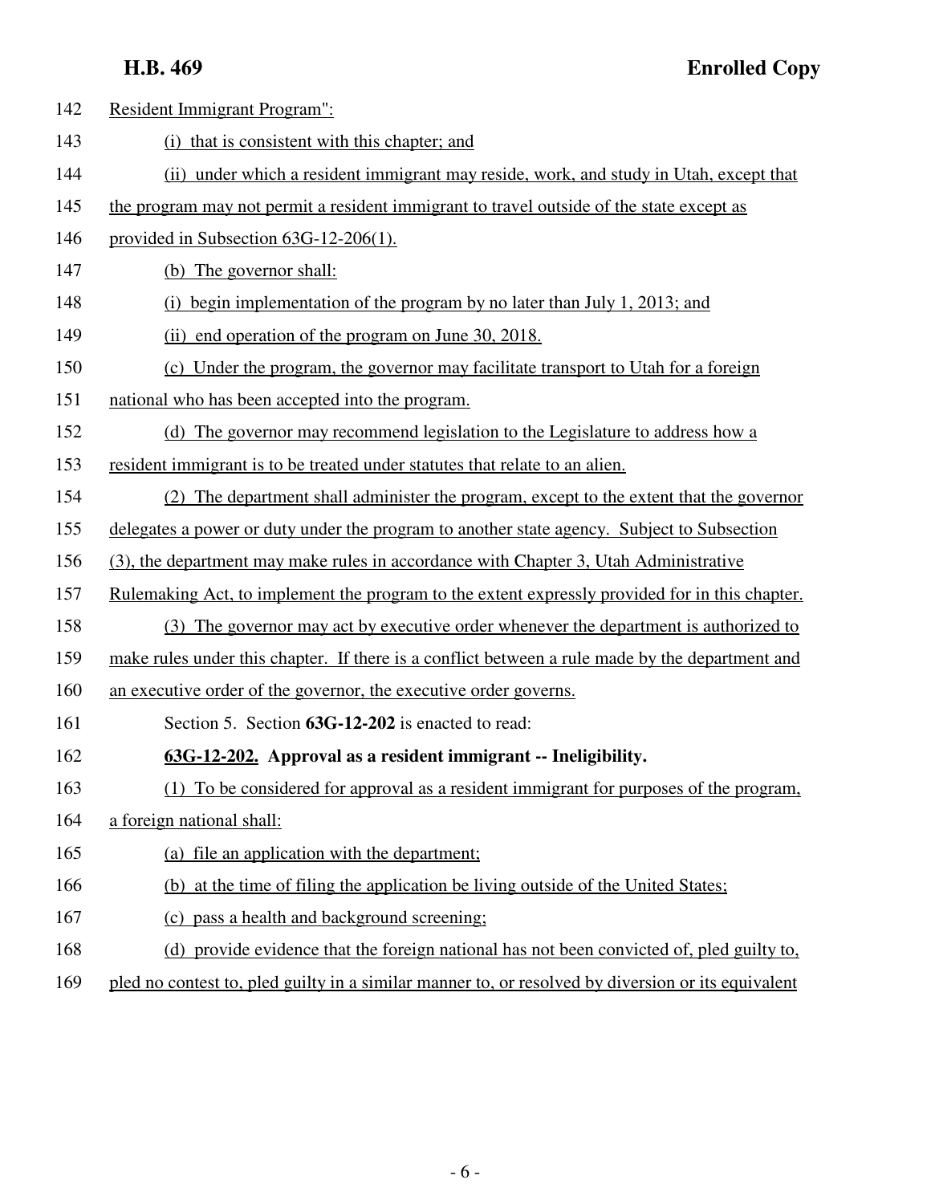Resident Immigrant Program":

(i) that is consistent with this chapter; and

(ii) under which a resident immigrant may reside, work, and study in Utah, except that the program may not permit a resident immigrant to travel outside of the state except as provided in Subsection 63G-12-206(1).

(b) The governor shall:

(i) begin implementation of the program by no later than July 1, 2013; and

(ii) end operation of the program on June 30, 2018.

(c) Under the program, the governor may facilitate transport to Utah for a foreign national who has been accepted into the program.

(d) The governor may recommend legislation to the Legislature to address how a resident immigrant is to be treated under statutes that relate to an alien.

(2) The department shall administer the program, except to the extent that the governor delegates a power or duty under the program to another state agency. Subject to Subsection (3), the department may make rules in accordance with Chapter 3, Utah Administrative Rulemaking Act, to implement the program to the extent expressly provided for in this chapter.

(3) The governor may act by executive order whenever the department is authorized to make rules under this chapter. If there is a conflict between a rule made by the department and an executive order of the governor, the executive order governs.

Section 5. Section **63G-12-202** is enacted to read:

**63G-12-202. Approval as a resident immigrant -- Ineligibility.**

(1) To be considered for approval as a resident immigrant for purposes of the program, a foreign national shall:

(a) file an application with the department;

(b) at the time of filing the application be living outside of the United States;

(c) pass a health and background screening;

(d) provide evidence that the foreign national has not been convicted of, pled guilty to, pled no contest to, pled guilty in a similar manner to, or resolved by diversion or its equivalent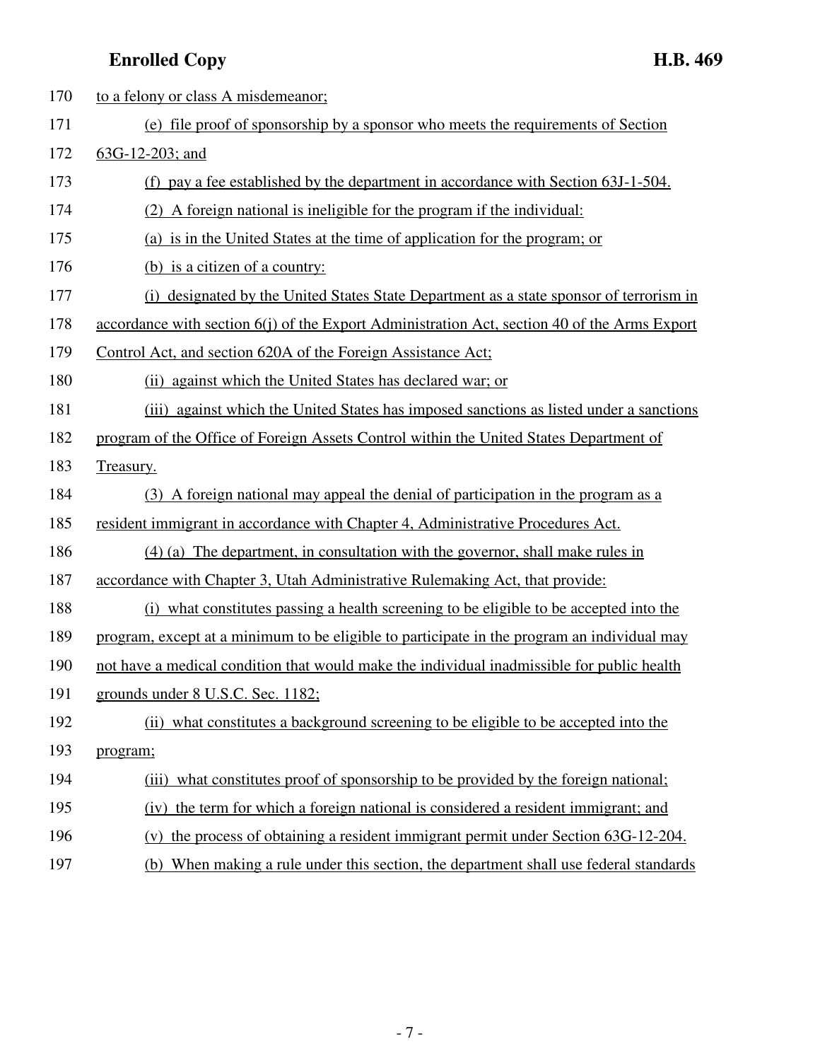170 to a felony or class A misdemeanor;

171 (e) file proof of sponsorship by a sponsor who meets the requirements of Section

172 63G-12-203; and

173 (f) pay a fee established by the department in accordance with Section 63J-1-504.

174 (2) A foreign national is ineligible for the program if the individual:

175 (a) is in the United States at the time of application for the program; or

176 (b) is a citizen of a country:

177 (i) designated by the United States State Department as a state sponsor of terrorism in

178 accordance with section 6(j) of the Export Administration Act, section 40 of the Arms Export

179 Control Act, and section 620A of the Foreign Assistance Act;

180 (ii) against which the United States has declared war; or

181 (iii) against which the United States has imposed sanctions as listed under a sanctions

182 program of the Office of Foreign Assets Control within the United States Department of

183 Treasury.

184 (3) A foreign national may appeal the denial of participation in the program as a

185 resident immigrant in accordance with Chapter 4, Administrative Procedures Act.

186 (4) (a) The department, in consultation with the governor, shall make rules in

187 accordance with Chapter 3, Utah Administrative Rulemaking Act, that provide:

188 (i) what constitutes passing a health screening to be eligible to be accepted into the

189 program, except at a minimum to be eligible to participate in the program an individual may

190 not have a medical condition that would make the individual inadmissible for public health

191 grounds under 8 U.S.C. Sec. 1182;

192 (ii) what constitutes a background screening to be eligible to be accepted into the

193 program;

194 (iii) what constitutes proof of sponsorship to be provided by the foreign national;

195 (iv) the term for which a foreign national is considered a resident immigrant; and

196 (v) the process of obtaining a resident immigrant permit under Section 63G-12-204.

197 (b) When making a rule under this section, the department shall use federal standards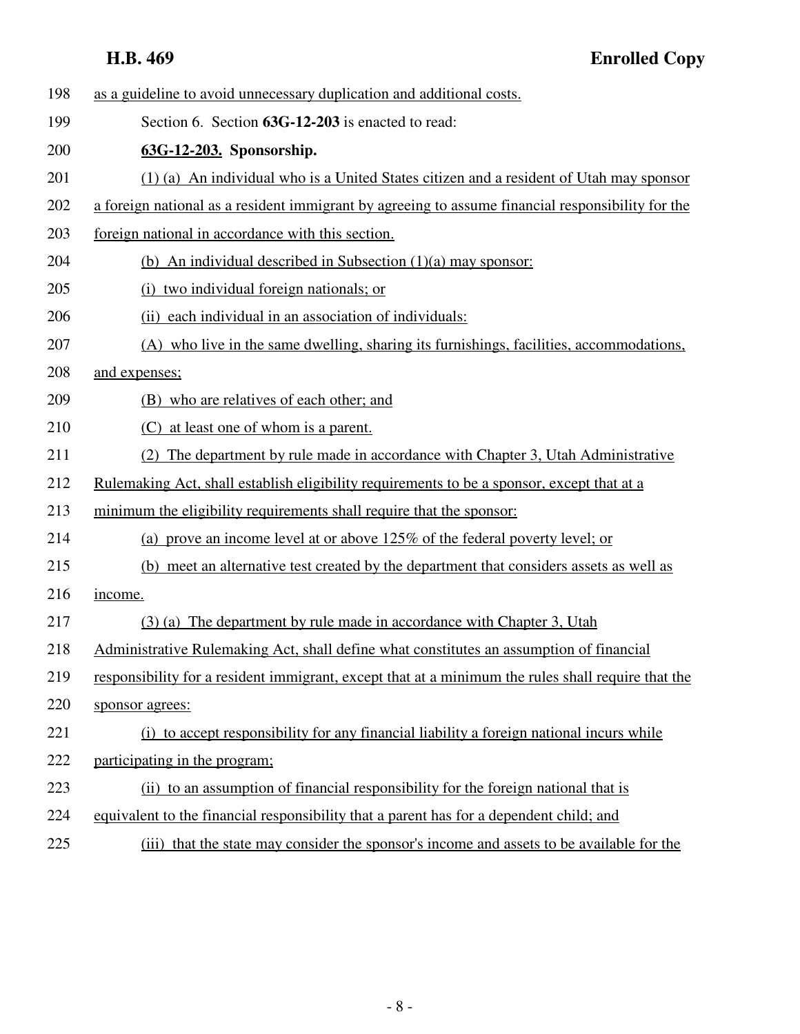as a guideline to avoid unnecessary duplication and additional costs.

Section 6. Section **63G-12-203** is enacted to read:

**63G-12-203. Sponsorship.**

(1) (a) An individual who is a United States citizen and a resident of Utah may sponsor a foreign national as a resident immigrant by agreeing to assume financial responsibility for the foreign national in accordance with this section.

(b) An individual described in Subsection (1)(a) may sponsor:

(i) two individual foreign nationals; or

(ii) each individual in an association of individuals:

(A) who live in the same dwelling, sharing its furnishings, facilities, accommodations, and expenses;

(B) who are relatives of each other; and

(C) at least one of whom is a parent.

(2) The department by rule made in accordance with Chapter 3, Utah Administrative Rulemaking Act, shall establish eligibility requirements to be a sponsor, except that at a minimum the eligibility requirements shall require that the sponsor:

(a) prove an income level at or above 125% of the federal poverty level; or

(b) meet an alternative test created by the department that considers assets as well as income.

(3) (a) The department by rule made in accordance with Chapter 3, Utah Administrative Rulemaking Act, shall define what constitutes an assumption of financial responsibility for a resident immigrant, except that at a minimum the rules shall require that the sponsor agrees:

(i) to accept responsibility for any financial liability a foreign national incurs while participating in the program;

(ii) to an assumption of financial responsibility for the foreign national that is equivalent to the financial responsibility that a parent has for a dependent child; and

(iii) that the state may consider the sponsor's income and assets to be available for the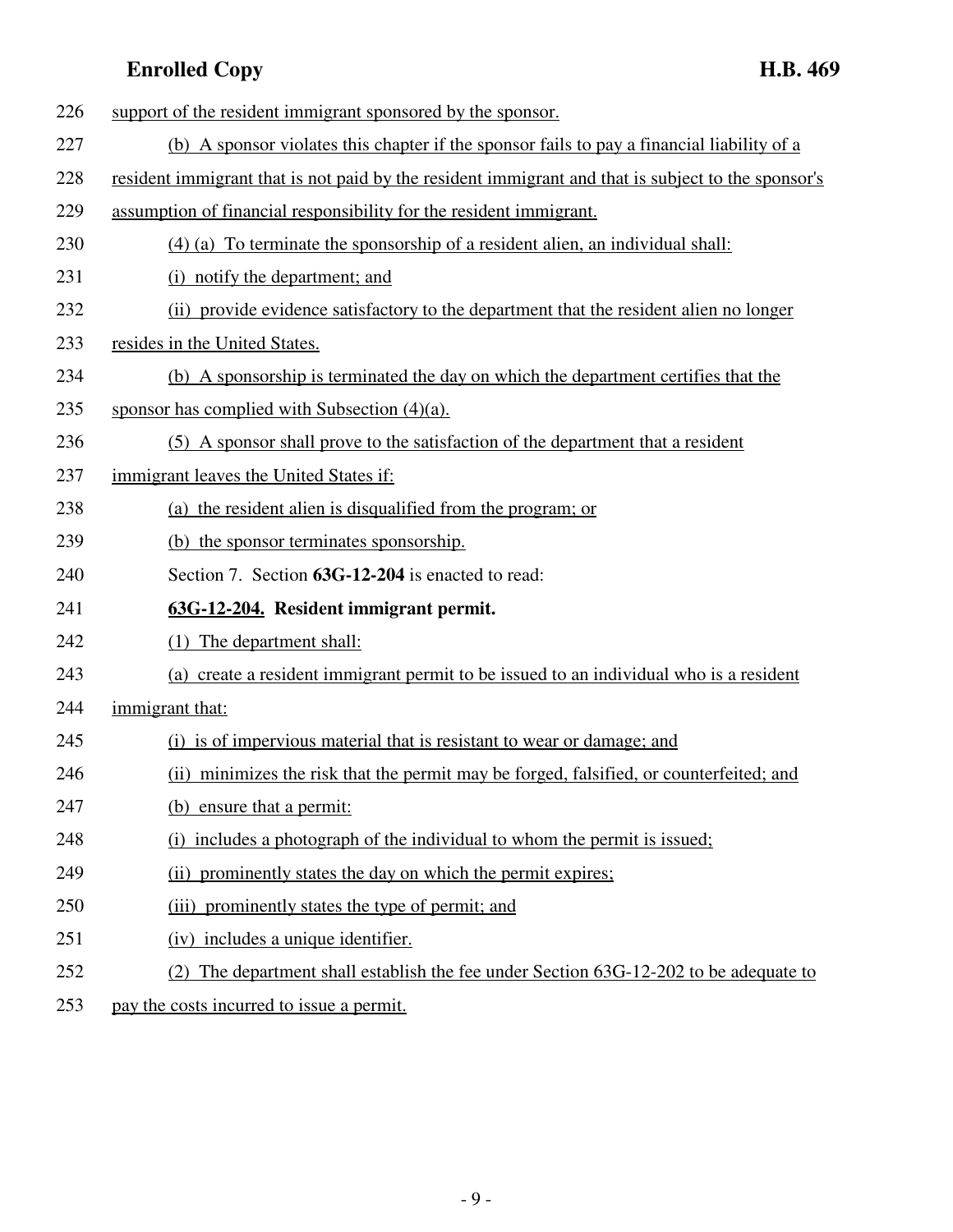support of the resident immigrant sponsored by the sponsor.

(b) A sponsor violates this chapter if the sponsor fails to pay a financial liability of a resident immigrant that is not paid by the resident immigrant and that is subject to the sponsor's assumption of financial responsibility for the resident immigrant.

(4) (a) To terminate the sponsorship of a resident alien, an individual shall:

(i) notify the department; and

(ii) provide evidence satisfactory to the department that the resident alien no longer resides in the United States.

(b) A sponsorship is terminated the day on which the department certifies that the sponsor has complied with Subsection (4)(a).

(5) A sponsor shall prove to the satisfaction of the department that a resident immigrant leaves the United States if:

(a) the resident alien is disqualified from the program; or

(b) the sponsor terminates sponsorship.

Section 7. Section **63G-12-204** is enacted to read:

**63G-12-204. Resident immigrant permit.**

(1) The department shall:

(a) create a resident immigrant permit to be issued to an individual who is a resident immigrant that:

(i) is of impervious material that is resistant to wear or damage; and

(ii) minimizes the risk that the permit may be forged, falsified, or counterfeited; and

(b) ensure that a permit:

(i) includes a photograph of the individual to whom the permit is issued;

(ii) prominently states the day on which the permit expires;

(iii) prominently states the type of permit; and

(iv) includes a unique identifier.

(2) The department shall establish the fee under Section 63G-12-202 to be adequate to pay the costs incurred to issue a permit.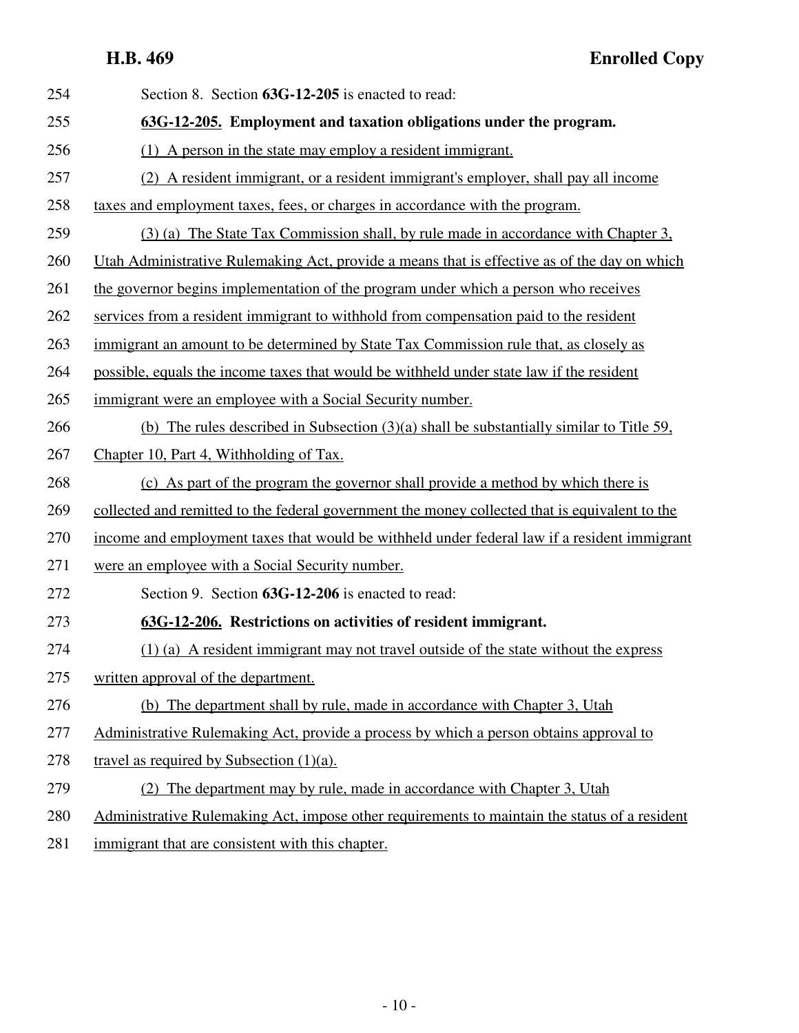Section 8. Section **63G-12-205** is enacted to read:

**63G-12-205. Employment and taxation obligations under the program.**

(1) A person in the state may employ a resident immigrant.

(2) A resident immigrant, or a resident immigrant's employer, shall pay all income taxes and employment taxes, fees, or charges in accordance with the program.

(3) (a) The State Tax Commission shall, by rule made in accordance with Chapter 3, Utah Administrative Rulemaking Act, provide a means that is effective as of the day on which the governor begins implementation of the program under which a person who receives services from a resident immigrant to withhold from compensation paid to the resident immigrant an amount to be determined by State Tax Commission rule that, as closely as possible, equals the income taxes that would be withheld under state law if the resident immigrant were an employee with a Social Security number.

(b) The rules described in Subsection (3)(a) shall be substantially similar to Title 59, Chapter 10, Part 4, Withholding of Tax.

(c) As part of the program the governor shall provide a method by which there is collected and remitted to the federal government the money collected that is equivalent to the income and employment taxes that would be withheld under federal law if a resident immigrant were an employee with a Social Security number.

Section 9. Section **63G-12-206** is enacted to read:

**63G-12-206. Restrictions on activities of resident immigrant.**

(1) (a) A resident immigrant may not travel outside of the state without the express written approval of the department.

(b) The department shall by rule, made in accordance with Chapter 3, Utah Administrative Rulemaking Act, provide a process by which a person obtains approval to travel as required by Subsection (1)(a).

(2) The department may by rule, made in accordance with Chapter 3, Utah Administrative Rulemaking Act, impose other requirements to maintain the status of a resident immigrant that are consistent with this chapter.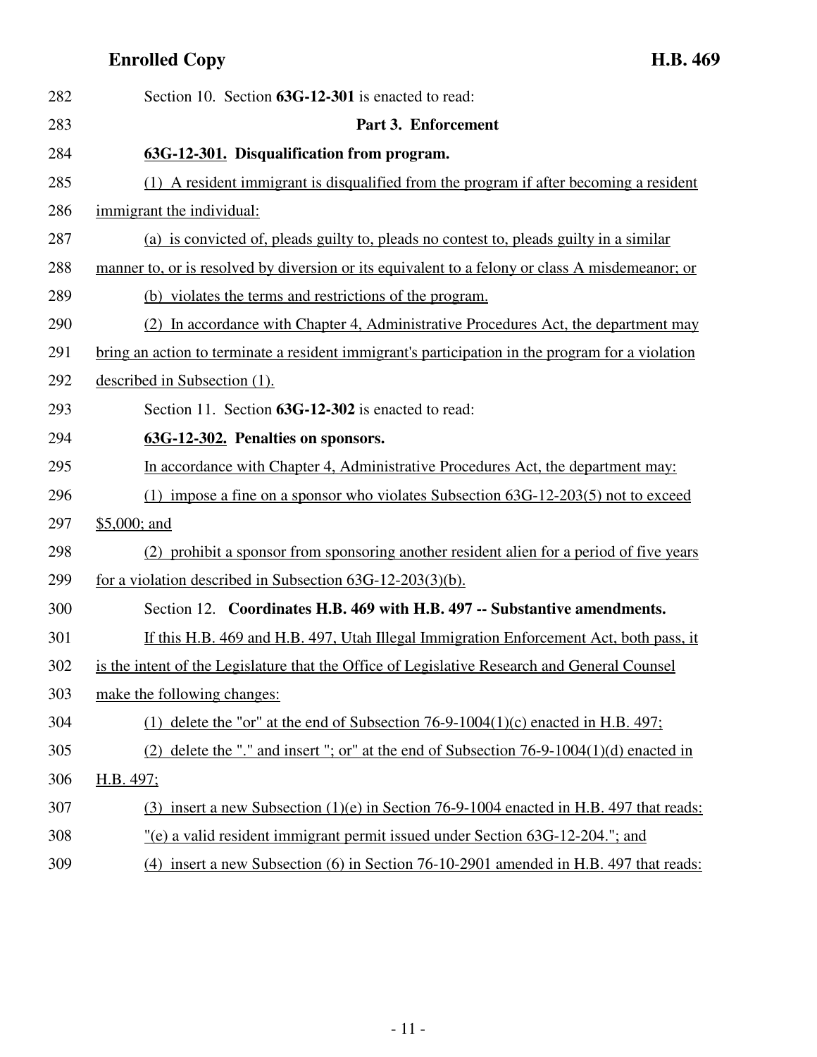Section 10. Section **63G-12-301** is enacted to read:

**Part 3. Enforcement**

**63G-12-301. Disqualification from program.**

(1) A resident immigrant is disqualified from the program if after becoming a resident immigrant the individual:

(a) is convicted of, pleads guilty to, pleads no contest to, pleads guilty in a similar manner to, or is resolved by diversion or its equivalent to a felony or class A misdemeanor; or

(b) violates the terms and restrictions of the program.

(2) In accordance with Chapter 4, Administrative Procedures Act, the department may bring an action to terminate a resident immigrant's participation in the program for a violation described in Subsection (1).

Section 11. Section **63G-12-302** is enacted to read:

**63G-12-302. Penalties on sponsors.**

In accordance with Chapter 4, Administrative Procedures Act, the department may:

(1) impose a fine on a sponsor who violates Subsection 63G-12-203(5) not to exceed $5,000; and

(2) prohibit a sponsor from sponsoring another resident alien for a period of five years for a violation described in Subsection 63G-12-203(3)(b).

Section 12. **Coordinates H.B. 469 with H.B. 497 -- Substantive amendments.**

If this H.B. 469 and H.B. 497, Utah Illegal Immigration Enforcement Act, both pass, it is the intent of the Legislature that the Office of Legislative Research and General Counsel make the following changes:

(1) delete the "or" at the end of Subsection 76-9-1004(1)(c) enacted in H.B. 497;

(2) delete the "." and insert "; or" at the end of Subsection 76-9-1004(1)(d) enacted in H.B. 497;

(3) insert a new Subsection (1)(e) in Section 76-9-1004 enacted in H.B. 497 that reads: "(e) a valid resident immigrant permit issued under Section 63G-12-204."; and

(4) insert a new Subsection (6) in Section 76-10-2901 amended in H.B. 497 that reads: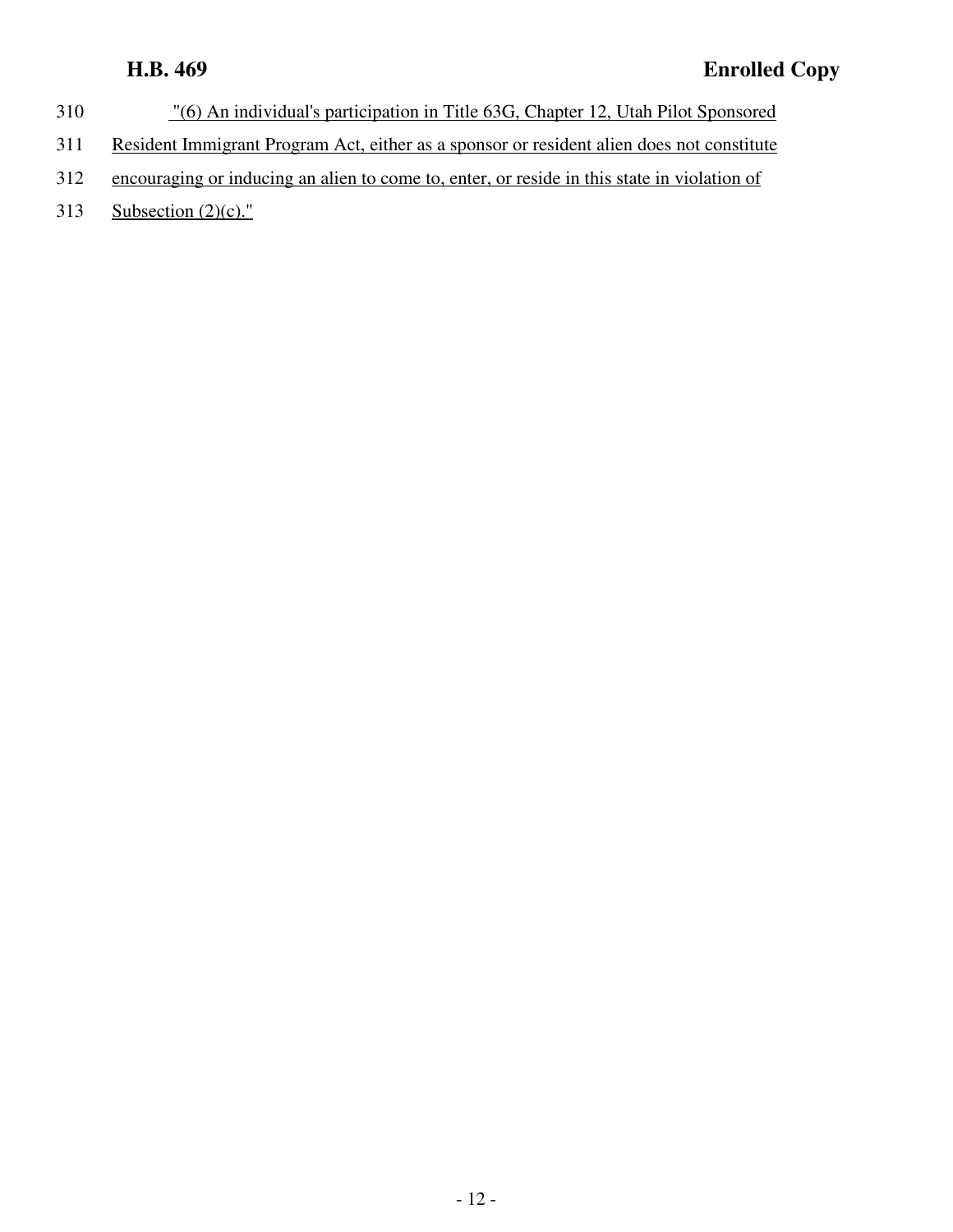"(6) An individual's participation in Title 63G, Chapter 12, Utah Pilot Sponsored Resident Immigrant Program Act, either as a sponsor or resident alien does not constitute encouraging or inducing an alien to come to, enter, or reside in this state in violation of Subsection (2)(c)."